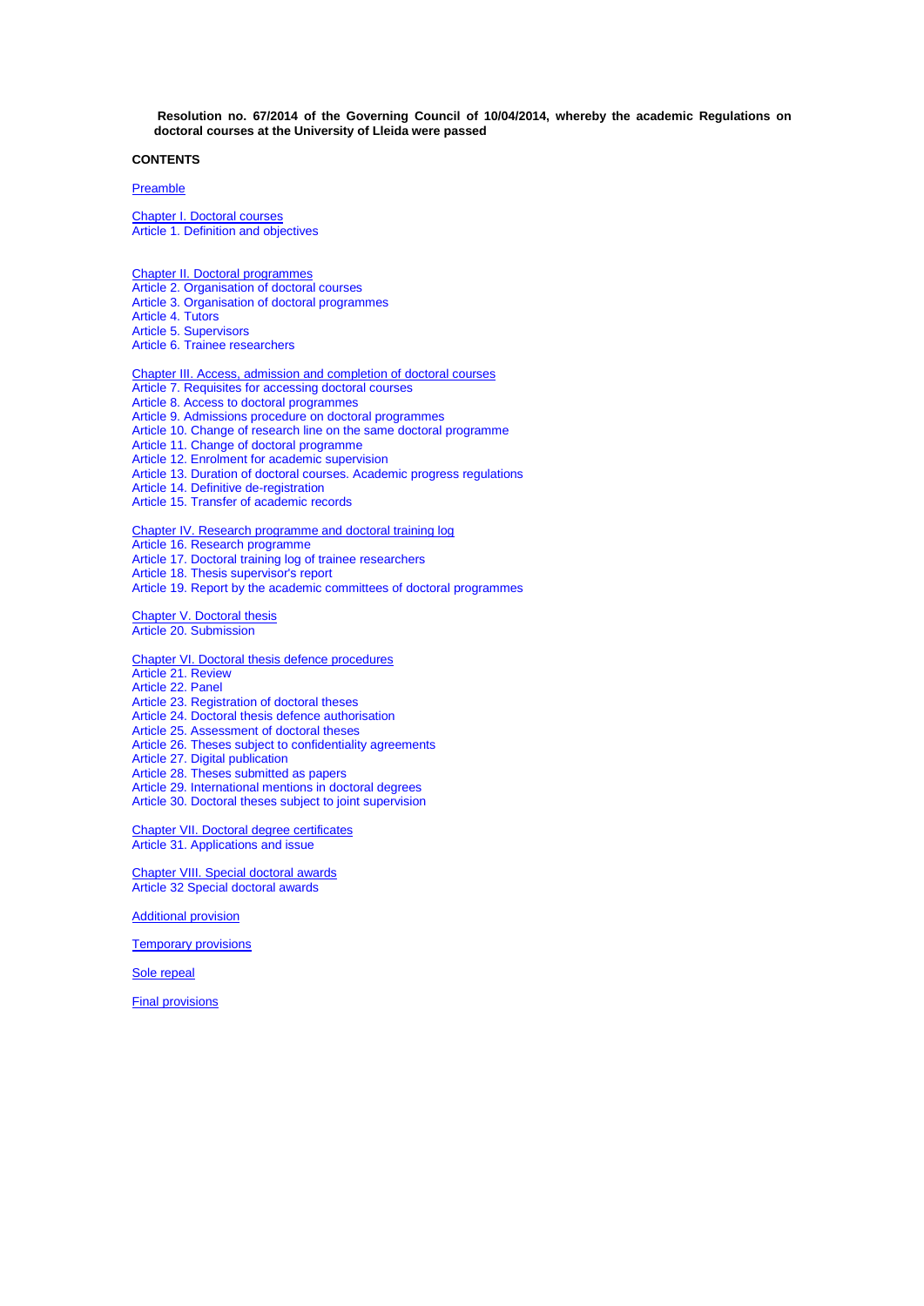**Resolution no. 67/2014 of the Governing Council of 10/04/2014, whereby the academic Regulations on doctoral courses at the University of Lleida were passed**

**CONTENTS**

Preamble

Chapter I. Doctoral courses
Article 1. Definition and objectives

Chapter II. Doctoral programmes
Article 2. Organisation of doctoral courses
Article 3. Organisation of doctoral programmes
Article 4. Tutors
Article 5. Supervisors
Article 6. Trainee researchers

Chapter III. Access, admission and completion of doctoral courses
Article 7. Requisites for accessing doctoral courses
Article 8. Access to doctoral programmes
Article 9. Admissions procedure on doctoral programmes
Article 10. Change of research line on the same doctoral programme
Article 11. Change of doctoral programme
Article 12. Enrolment for academic supervision
Article 13. Duration of doctoral courses. Academic progress regulations
Article 14. Definitive de-registration
Article 15. Transfer of academic records

Chapter IV. Research programme and doctoral training log
Article 16. Research programme
Article 17. Doctoral training log of trainee researchers
Article 18. Thesis supervisor's report
Article 19. Report by the academic committees of doctoral programmes

Chapter V. Doctoral thesis
Article 20. Submission

Chapter VI. Doctoral thesis defence procedures
Article 21. Review
Article 22. Panel
Article 23. Registration of doctoral theses
Article 24. Doctoral thesis defence authorisation
Article 25. Assessment of doctoral theses
Article 26. Theses subject to confidentiality agreements
Article 27. Digital publication
Article 28. Theses submitted as papers
Article 29. International mentions in doctoral degrees
Article 30. Doctoral theses subject to joint supervision

Chapter VII. Doctoral degree certificates
Article 31. Applications and issue

Chapter VIII. Special doctoral awards
Article 32 Special doctoral awards

Additional provision

Temporary provisions

Sole repeal

Final provisions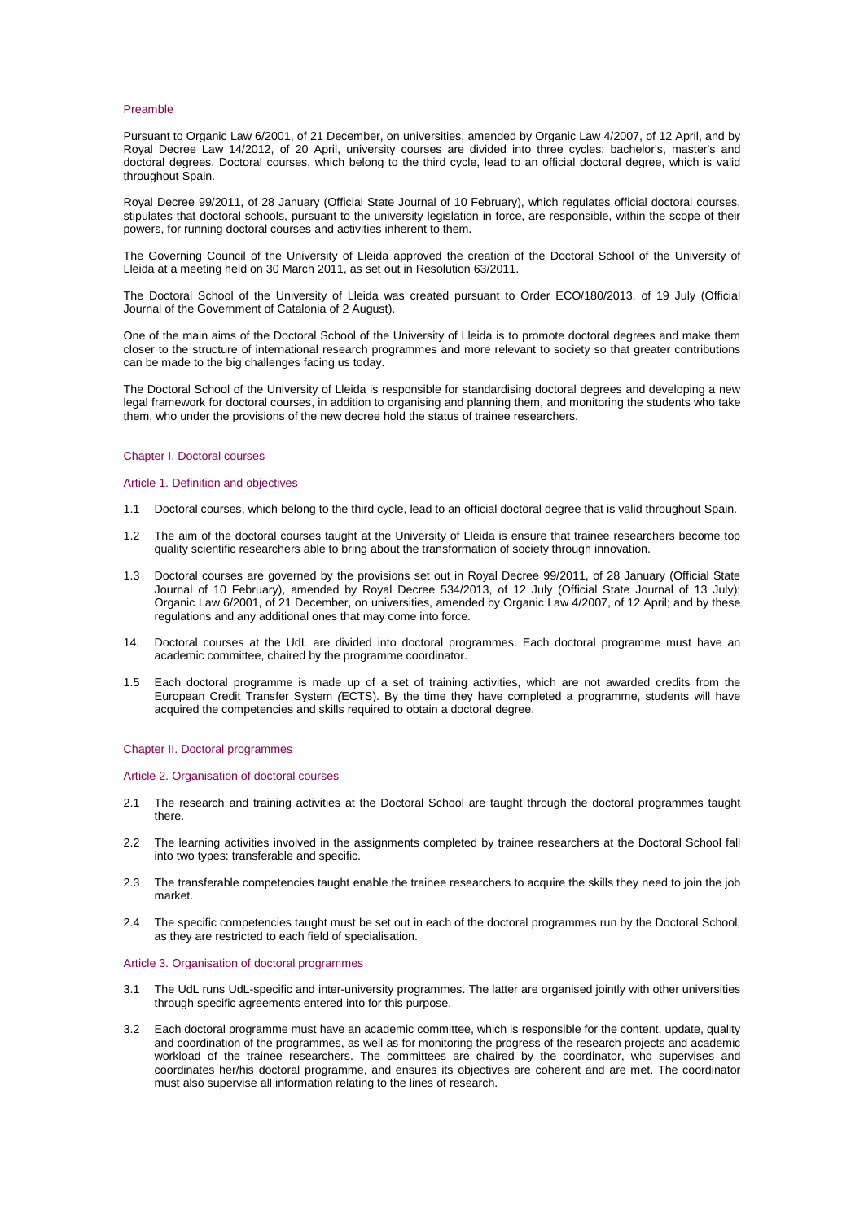## Preamble

Pursuant to Organic Law 6/2001, of 21 December, on universities, amended by Organic Law 4/2007, of 12 April, and by Royal Decree Law 14/2012, of 20 April, university courses are divided into three cycles: bachelor's, master's and doctoral degrees. Doctoral courses, which belong to the third cycle, lead to an official doctoral degree, which is valid throughout Spain.

Royal Decree 99/2011, of 28 January (Official State Journal of 10 February), which regulates official doctoral courses, stipulates that doctoral schools, pursuant to the university legislation in force, are responsible, within the scope of their powers, for running doctoral courses and activities inherent to them.

The Governing Council of the University of Lleida approved the creation of the Doctoral School of the University of Lleida at a meeting held on 30 March 2011, as set out in Resolution 63/2011.

The Doctoral School of the University of Lleida was created pursuant to Order ECO/180/2013, of 19 July (Official Journal of the Government of Catalonia of 2 August).

One of the main aims of the Doctoral School of the University of Lleida is to promote doctoral degrees and make them closer to the structure of international research programmes and more relevant to society so that greater contributions can be made to the big challenges facing us today.

The Doctoral School of the University of Lleida is responsible for standardising doctoral degrees and developing a new legal framework for doctoral courses, in addition to organising and planning them, and monitoring the students who take them, who under the provisions of the new decree hold the status of trainee researchers.

## Chapter I. Doctoral courses

### Article 1. Definition and objectives

1.1 Doctoral courses, which belong to the third cycle, lead to an official doctoral degree that is valid throughout Spain.

1.2 The aim of the doctoral courses taught at the University of Lleida is ensure that trainee researchers become top quality scientific researchers able to bring about the transformation of society through innovation.

1.3 Doctoral courses are governed by the provisions set out in Royal Decree 99/2011, of 28 January (Official State Journal of 10 February), amended by Royal Decree 534/2013, of 12 July (Official State Journal of 13 July); Organic Law 6/2001, of 21 December, on universities, amended by Organic Law 4/2007, of 12 April; and by these regulations and any additional ones that may come into force.

14. Doctoral courses at the UdL are divided into doctoral programmes. Each doctoral programme must have an academic committee, chaired by the programme coordinator.

1.5 Each doctoral programme is made up of a set of training activities, which are not awarded credits from the European Credit Transfer System (ECTS). By the time they have completed a programme, students will have acquired the competencies and skills required to obtain a doctoral degree.

## Chapter II. Doctoral programmes

### Article 2. Organisation of doctoral courses

2.1 The research and training activities at the Doctoral School are taught through the doctoral programmes taught there.

2.2 The learning activities involved in the assignments completed by trainee researchers at the Doctoral School fall into two types: transferable and specific.

2.3 The transferable competencies taught enable the trainee researchers to acquire the skills they need to join the job market.

2.4 The specific competencies taught must be set out in each of the doctoral programmes run by the Doctoral School, as they are restricted to each field of specialisation.

### Article 3. Organisation of doctoral programmes

3.1 The UdL runs UdL-specific and inter-university programmes. The latter are organised jointly with other universities through specific agreements entered into for this purpose.

3.2 Each doctoral programme must have an academic committee, which is responsible for the content, update, quality and coordination of the programmes, as well as for monitoring the progress of the research projects and academic workload of the trainee researchers. The committees are chaired by the coordinator, who supervises and coordinates her/his doctoral programme, and ensures its objectives are coherent and are met. The coordinator must also supervise all information relating to the lines of research.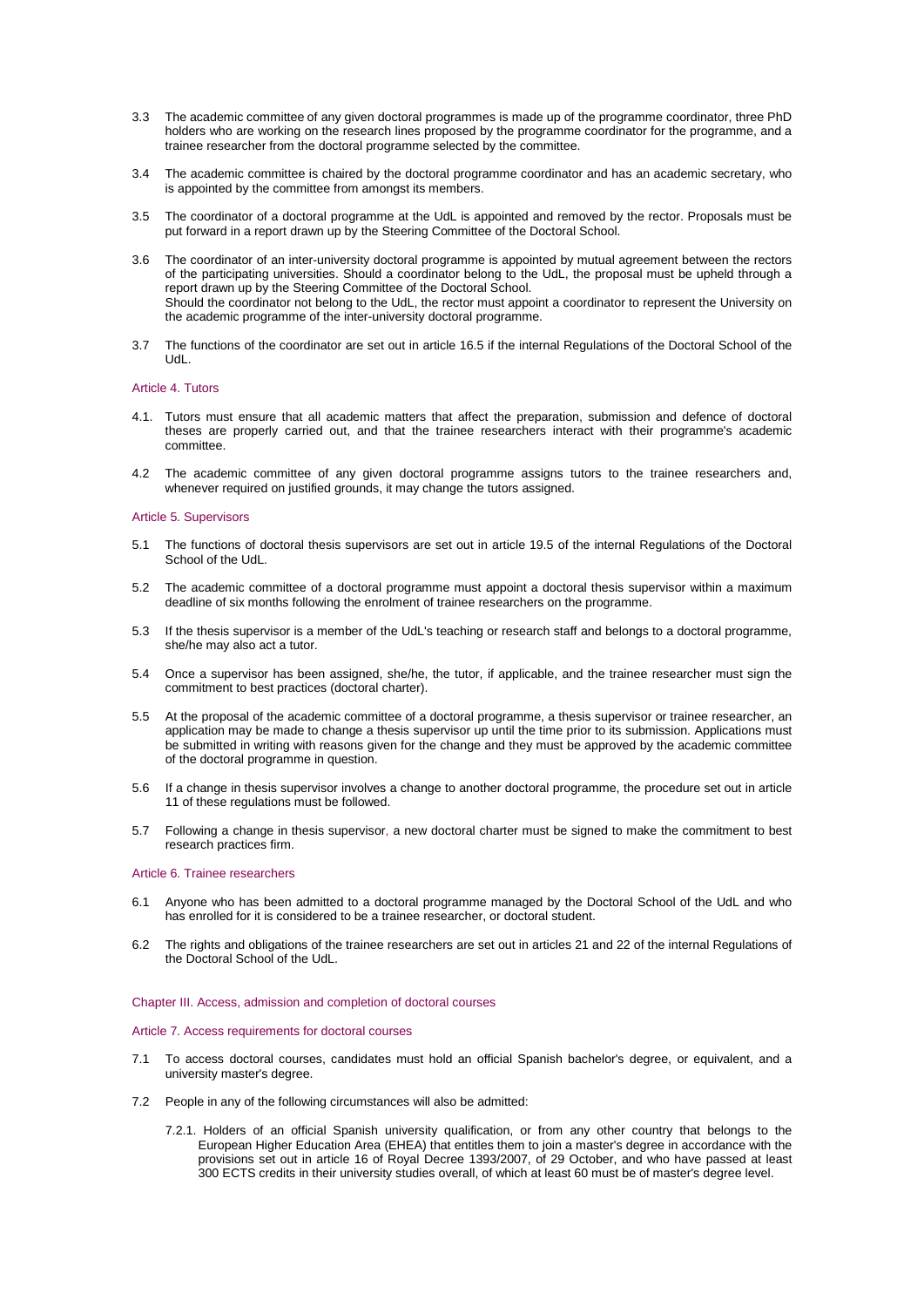3.3 The academic committee of any given doctoral programmes is made up of the programme coordinator, three PhD holders who are working on the research lines proposed by the programme coordinator for the programme, and a trainee researcher from the doctoral programme selected by the committee.

3.4 The academic committee is chaired by the doctoral programme coordinator and has an academic secretary, who is appointed by the committee from amongst its members.

3.5 The coordinator of a doctoral programme at the UdL is appointed and removed by the rector. Proposals must be put forward in a report drawn up by the Steering Committee of the Doctoral School.

3.6 The coordinator of an inter-university doctoral programme is appointed by mutual agreement between the rectors of the participating universities. Should a coordinator belong to the UdL, the proposal must be upheld through a report drawn up by the Steering Committee of the Doctoral School.
Should the coordinator not belong to the UdL, the rector must appoint a coordinator to represent the University on the academic programme of the inter-university doctoral programme.

3.7 The functions of the coordinator are set out in article 16.5 if the internal Regulations of the Doctoral School of the UdL.

### Article 4. Tutors

4.1. Tutors must ensure that all academic matters that affect the preparation, submission and defence of doctoral theses are properly carried out, and that the trainee researchers interact with their programme's academic committee.

4.2 The academic committee of any given doctoral programme assigns tutors to the trainee researchers and, whenever required on justified grounds, it may change the tutors assigned.

### Article 5. Supervisors

5.1 The functions of doctoral thesis supervisors are set out in article 19.5 of the internal Regulations of the Doctoral School of the UdL.

5.2 The academic committee of a doctoral programme must appoint a doctoral thesis supervisor within a maximum deadline of six months following the enrolment of trainee researchers on the programme.

5.3 If the thesis supervisor is a member of the UdL's teaching or research staff and belongs to a doctoral programme, she/he may also act a tutor.

5.4 Once a supervisor has been assigned, she/he, the tutor, if applicable, and the trainee researcher must sign the commitment to best practices (doctoral charter).

5.5 At the proposal of the academic committee of a doctoral programme, a thesis supervisor or trainee researcher, an application may be made to change a thesis supervisor up until the time prior to its submission. Applications must be submitted in writing with reasons given for the change and they must be approved by the academic committee of the doctoral programme in question.

5.6 If a change in thesis supervisor involves a change to another doctoral programme, the procedure set out in article 11 of these regulations must be followed.

5.7 Following a change in thesis supervisor, a new doctoral charter must be signed to make the commitment to best research practices firm.

### Article 6. Trainee researchers

6.1 Anyone who has been admitted to a doctoral programme managed by the Doctoral School of the UdL and who has enrolled for it is considered to be a trainee researcher, or doctoral student.

6.2 The rights and obligations of the trainee researchers are set out in articles 21 and 22 of the internal Regulations of the Doctoral School of the UdL.

## Chapter III. Access, admission and completion of doctoral courses

### Article 7. Access requirements for doctoral courses

7.1 To access doctoral courses, candidates must hold an official Spanish bachelor's degree, or equivalent, and a university master's degree.

7.2 People in any of the following circumstances will also be admitted:

7.2.1. Holders of an official Spanish university qualification, or from any other country that belongs to the European Higher Education Area (EHEA) that entitles them to join a master's degree in accordance with the provisions set out in article 16 of Royal Decree 1393/2007, of 29 October, and who have passed at least 300 ECTS credits in their university studies overall, of which at least 60 must be of master's degree level.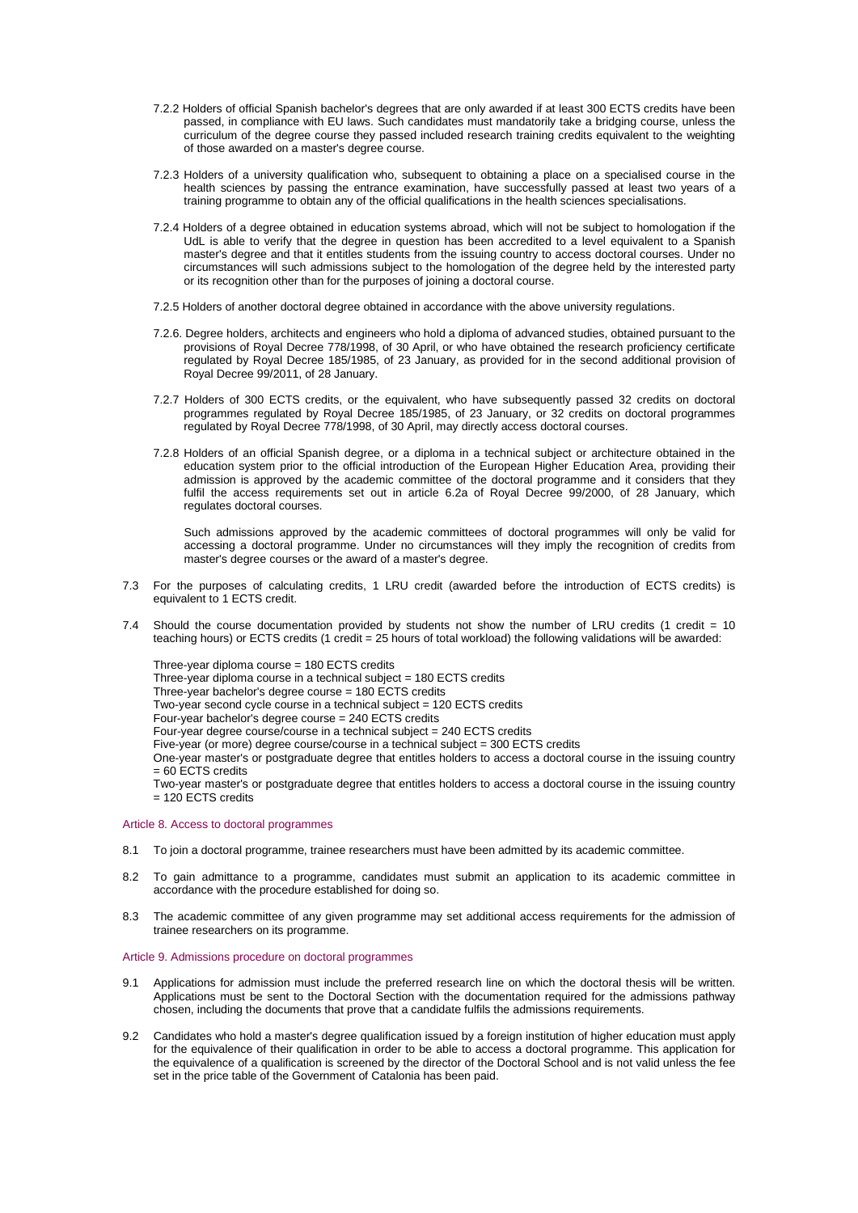7.2.2 Holders of official Spanish bachelor's degrees that are only awarded if at least 300 ECTS credits have been passed, in compliance with EU laws. Such candidates must mandatorily take a bridging course, unless the curriculum of the degree course they passed included research training credits equivalent to the weighting of those awarded on a master's degree course.

7.2.3 Holders of a university qualification who, subsequent to obtaining a place on a specialised course in the health sciences by passing the entrance examination, have successfully passed at least two years of a training programme to obtain any of the official qualifications in the health sciences specialisations.

7.2.4 Holders of a degree obtained in education systems abroad, which will not be subject to homologation if the UdL is able to verify that the degree in question has been accredited to a level equivalent to a Spanish master's degree and that it entitles students from the issuing country to access doctoral courses. Under no circumstances will such admissions subject to the homologation of the degree held by the interested party or its recognition other than for the purposes of joining a doctoral course.

7.2.5 Holders of another doctoral degree obtained in accordance with the above university regulations.

7.2.6. Degree holders, architects and engineers who hold a diploma of advanced studies, obtained pursuant to the provisions of Royal Decree 778/1998, of 30 April, or who have obtained the research proficiency certificate regulated by Royal Decree 185/1985, of 23 January, as provided for in the second additional provision of Royal Decree 99/2011, of 28 January.

7.2.7 Holders of 300 ECTS credits, or the equivalent, who have subsequently passed 32 credits on doctoral programmes regulated by Royal Decree 185/1985, of 23 January, or 32 credits on doctoral programmes regulated by Royal Decree 778/1998, of 30 April, may directly access doctoral courses.

7.2.8 Holders of an official Spanish degree, or a diploma in a technical subject or architecture obtained in the education system prior to the official introduction of the European Higher Education Area, providing their admission is approved by the academic committee of the doctoral programme and it considers that they fulfil the access requirements set out in article 6.2a of Royal Decree 99/2000, of 28 January, which regulates doctoral courses.

Such admissions approved by the academic committees of doctoral programmes will only be valid for accessing a doctoral programme. Under no circumstances will they imply the recognition of credits from master's degree courses or the award of a master's degree.

7.3 For the purposes of calculating credits, 1 LRU credit (awarded before the introduction of ECTS credits) is equivalent to 1 ECTS credit.

7.4 Should the course documentation provided by students not show the number of LRU credits (1 credit = 10 teaching hours) or ECTS credits (1 credit = 25 hours of total workload) the following validations will be awarded:

Three-year diploma course = 180 ECTS credits
Three-year diploma course in a technical subject = 180 ECTS credits
Three-year bachelor's degree course = 180 ECTS credits
Two-year second cycle course in a technical subject = 120 ECTS credits
Four-year bachelor's degree course = 240 ECTS credits
Four-year degree course/course in a technical subject = 240 ECTS credits
Five-year (or more) degree course/course in a technical subject = 300 ECTS credits
One-year master's or postgraduate degree that entitles holders to access a doctoral course in the issuing country = 60 ECTS credits
Two-year master's or postgraduate degree that entitles holders to access a doctoral course in the issuing country = 120 ECTS credits

### Article 8. Access to doctoral programmes

8.1 To join a doctoral programme, trainee researchers must have been admitted by its academic committee.

8.2 To gain admittance to a programme, candidates must submit an application to its academic committee in accordance with the procedure established for doing so.

8.3 The academic committee of any given programme may set additional access requirements for the admission of trainee researchers on its programme.

### Article 9. Admissions procedure on doctoral programmes

9.1 Applications for admission must include the preferred research line on which the doctoral thesis will be written. Applications must be sent to the Doctoral Section with the documentation required for the admissions pathway chosen, including the documents that prove that a candidate fulfils the admissions requirements.

9.2 Candidates who hold a master's degree qualification issued by a foreign institution of higher education must apply for the equivalence of their qualification in order to be able to access a doctoral programme. This application for the equivalence of a qualification is screened by the director of the Doctoral School and is not valid unless the fee set in the price table of the Government of Catalonia has been paid.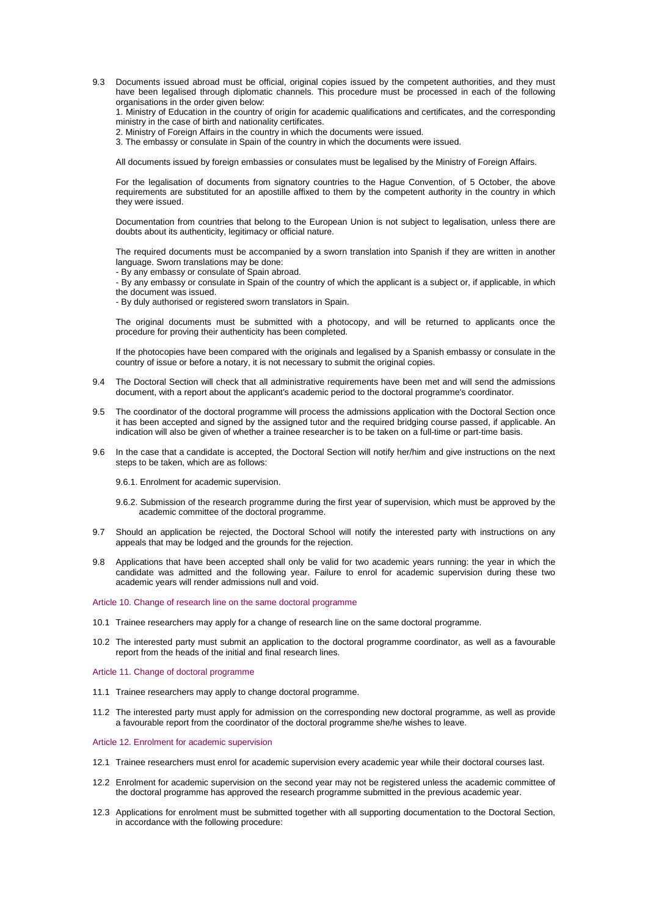9.3 Documents issued abroad must be official, original copies issued by the competent authorities, and they must have been legalised through diplomatic channels. This procedure must be processed in each of the following organisations in the order given below:

1. Ministry of Education in the country of origin for academic qualifications and certificates, and the corresponding ministry in the case of birth and nationality certificates.
2. Ministry of Foreign Affairs in the country in which the documents were issued.
3. The embassy or consulate in Spain of the country in which the documents were issued.

All documents issued by foreign embassies or consulates must be legalised by the Ministry of Foreign Affairs.

For the legalisation of documents from signatory countries to the Hague Convention, of 5 October, the above requirements are substituted for an apostille affixed to them by the competent authority in the country in which they were issued.

Documentation from countries that belong to the European Union is not subject to legalisation, unless there are doubts about its authenticity, legitimacy or official nature.

The required documents must be accompanied by a sworn translation into Spanish if they are written in another language. Sworn translations may be done:

- By any embassy or consulate of Spain abroad.
- By any embassy or consulate in Spain of the country of which the applicant is a subject or, if applicable, in which the document was issued.
- By duly authorised or registered sworn translators in Spain.

The original documents must be submitted with a photocopy, and will be returned to applicants once the procedure for proving their authenticity has been completed.

If the photocopies have been compared with the originals and legalised by a Spanish embassy or consulate in the country of issue or before a notary, it is not necessary to submit the original copies.

9.4 The Doctoral Section will check that all administrative requirements have been met and will send the admissions document, with a report about the applicant's academic period to the doctoral programme's coordinator.

9.5 The coordinator of the doctoral programme will process the admissions application with the Doctoral Section once it has been accepted and signed by the assigned tutor and the required bridging course passed, if applicable. An indication will also be given of whether a trainee researcher is to be taken on a full-time or part-time basis.

9.6 In the case that a candidate is accepted, the Doctoral Section will notify her/him and give instructions on the next steps to be taken, which are as follows:

9.6.1. Enrolment for academic supervision.

9.6.2. Submission of the research programme during the first year of supervision, which must be approved by the academic committee of the doctoral programme.

9.7 Should an application be rejected, the Doctoral School will notify the interested party with instructions on any appeals that may be lodged and the grounds for the rejection.

9.8 Applications that have been accepted shall only be valid for two academic years running: the year in which the candidate was admitted and the following year. Failure to enrol for academic supervision during these two academic years will render admissions null and void.

### Article 10. Change of research line on the same doctoral programme

10.1 Trainee researchers may apply for a change of research line on the same doctoral programme.

10.2 The interested party must submit an application to the doctoral programme coordinator, as well as a favourable report from the heads of the initial and final research lines.

### Article 11. Change of doctoral programme

11.1 Trainee researchers may apply to change doctoral programme.

11.2 The interested party must apply for admission on the corresponding new doctoral programme, as well as provide a favourable report from the coordinator of the doctoral programme she/he wishes to leave.

### Article 12. Enrolment for academic supervision

12.1 Trainee researchers must enrol for academic supervision every academic year while their doctoral courses last.

12.2 Enrolment for academic supervision on the second year may not be registered unless the academic committee of the doctoral programme has approved the research programme submitted in the previous academic year.

12.3 Applications for enrolment must be submitted together with all supporting documentation to the Doctoral Section, in accordance with the following procedure: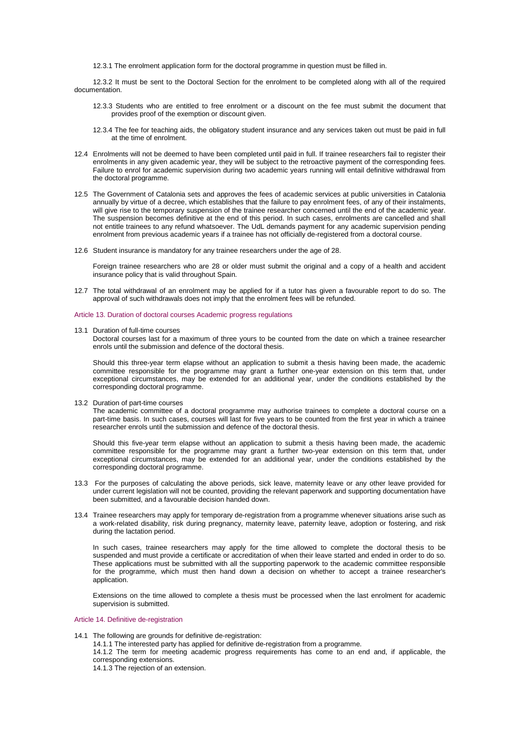12.3.1 The enrolment application form for the doctoral programme in question must be filled in.

12.3.2 It must be sent to the Doctoral Section for the enrolment to be completed along with all of the required documentation.

12.3.3 Students who are entitled to free enrolment or a discount on the fee must submit the document that provides proof of the exemption or discount given.

12.3.4 The fee for teaching aids, the obligatory student insurance and any services taken out must be paid in full at the time of enrolment.

12.4 Enrolments will not be deemed to have been completed until paid in full. If trainee researchers fail to register their enrolments in any given academic year, they will be subject to the retroactive payment of the corresponding fees. Failure to enrol for academic supervision during two academic years running will entail definitive withdrawal from the doctoral programme.

12.5 The Government of Catalonia sets and approves the fees of academic services at public universities in Catalonia annually by virtue of a decree, which establishes that the failure to pay enrolment fees, of any of their instalments, will give rise to the temporary suspension of the trainee researcher concerned until the end of the academic year. The suspension becomes definitive at the end of this period. In such cases, enrolments are cancelled and shall not entitle trainees to any refund whatsoever. The UdL demands payment for any academic supervision pending enrolment from previous academic years if a trainee has not officially de-registered from a doctoral course.

12.6 Student insurance is mandatory for any trainee researchers under the age of 28.

Foreign trainee researchers who are 28 or older must submit the original and a copy of a health and accident insurance policy that is valid throughout Spain.

12.7 The total withdrawal of an enrolment may be applied for if a tutor has given a favourable report to do so. The approval of such withdrawals does not imply that the enrolment fees will be refunded.

## Article 13. Duration of doctoral courses Academic progress regulations

13.1 Duration of full-time courses

Doctoral courses last for a maximum of three yours to be counted from the date on which a trainee researcher enrols until the submission and defence of the doctoral thesis.

Should this three-year term elapse without an application to submit a thesis having been made, the academic committee responsible for the programme may grant a further one-year extension on this term that, under exceptional circumstances, may be extended for an additional year, under the conditions established by the corresponding doctoral programme.

13.2 Duration of part-time courses

The academic committee of a doctoral programme may authorise trainees to complete a doctoral course on a part-time basis. In such cases, courses will last for five years to be counted from the first year in which a trainee researcher enrols until the submission and defence of the doctoral thesis.

Should this five-year term elapse without an application to submit a thesis having been made, the academic committee responsible for the programme may grant a further two-year extension on this term that, under exceptional circumstances, may be extended for an additional year, under the conditions established by the corresponding doctoral programme.

13.3 For the purposes of calculating the above periods, sick leave, maternity leave or any other leave provided for under current legislation will not be counted, providing the relevant paperwork and supporting documentation have been submitted, and a favourable decision handed down.

13.4 Trainee researchers may apply for temporary de-registration from a programme whenever situations arise such as a work-related disability, risk during pregnancy, maternity leave, paternity leave, adoption or fostering, and risk during the lactation period.

In such cases, trainee researchers may apply for the time allowed to complete the doctoral thesis to be suspended and must provide a certificate or accreditation of when their leave started and ended in order to do so. These applications must be submitted with all the supporting paperwork to the academic committee responsible for the programme, which must then hand down a decision on whether to accept a trainee researcher's application.

Extensions on the time allowed to complete a thesis must be processed when the last enrolment for academic supervision is submitted.

## Article 14. Definitive de-registration

14.1 The following are grounds for definitive de-registration:

14.1.1 The interested party has applied for definitive de-registration from a programme.

14.1.2 The term for meeting academic progress requirements has come to an end and, if applicable, the corresponding extensions.

14.1.3 The rejection of an extension.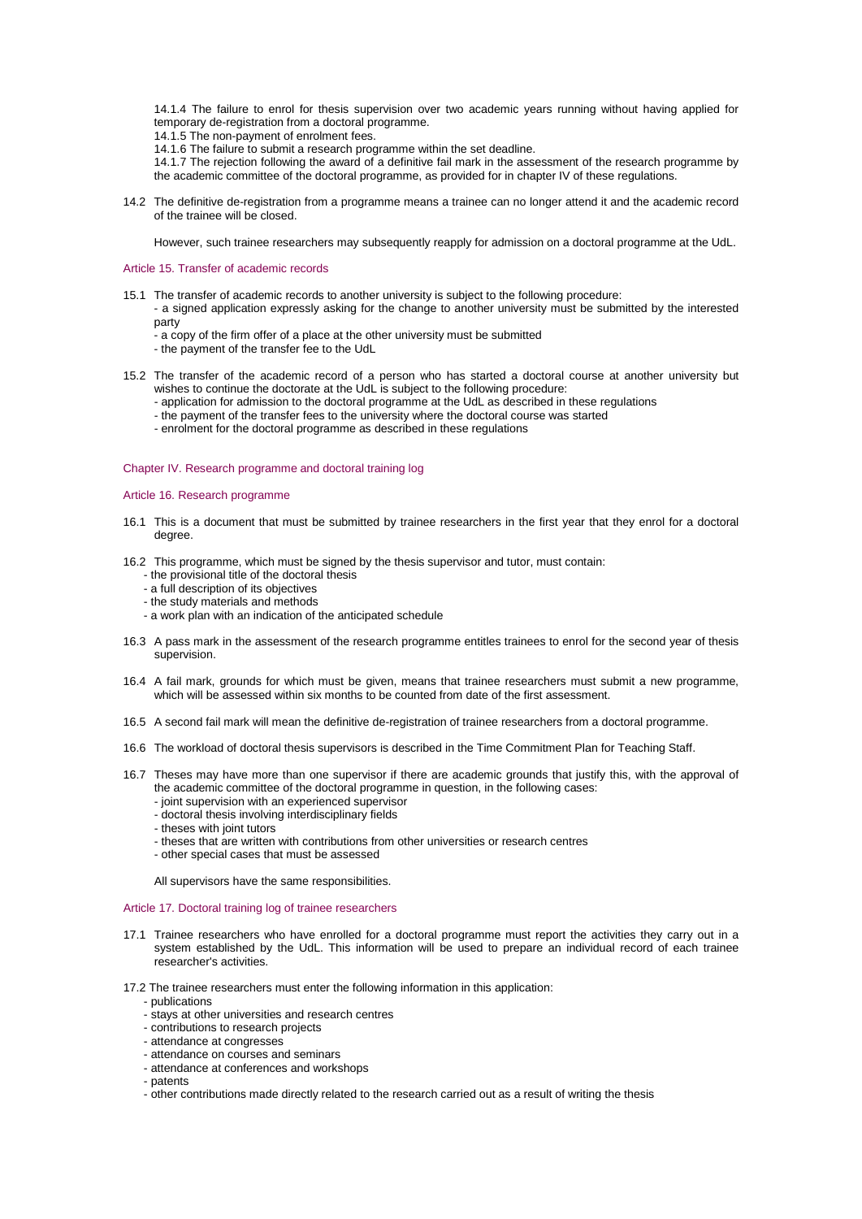14.1.4 The failure to enrol for thesis supervision over two academic years running without having applied for temporary de-registration from a doctoral programme.

14.1.5 The non-payment of enrolment fees.

14.1.6 The failure to submit a research programme within the set deadline.

14.1.7 The rejection following the award of a definitive fail mark in the assessment of the research programme by the academic committee of the doctoral programme, as provided for in chapter IV of these regulations.

14.2 The definitive de-registration from a programme means a trainee can no longer attend it and the academic record of the trainee will be closed.

However, such trainee researchers may subsequently reapply for admission on a doctoral programme at the UdL.

### Article 15. Transfer of academic records

15.1 The transfer of academic records to another university is subject to the following procedure:

- a signed application expressly asking for the change to another university must be submitted by the interested party
- a copy of the firm offer of a place at the other university must be submitted
- the payment of the transfer fee to the UdL

15.2 The transfer of the academic record of a person who has started a doctoral course at another university but wishes to continue the doctorate at the UdL is subject to the following procedure:

- application for admission to the doctoral programme at the UdL as described in these regulations
- the payment of the transfer fees to the university where the doctoral course was started
- enrolment for the doctoral programme as described in these regulations

## Chapter IV. Research programme and doctoral training log

### Article 16. Research programme

16.1 This is a document that must be submitted by trainee researchers in the first year that they enrol for a doctoral degree.

16.2 This programme, which must be signed by the thesis supervisor and tutor, must contain:

- the provisional title of the doctoral thesis
- a full description of its objectives
- the study materials and methods
- a work plan with an indication of the anticipated schedule

16.3 A pass mark in the assessment of the research programme entitles trainees to enrol for the second year of thesis supervision.

16.4 A fail mark, grounds for which must be given, means that trainee researchers must submit a new programme, which will be assessed within six months to be counted from date of the first assessment.

16.5 A second fail mark will mean the definitive de-registration of trainee researchers from a doctoral programme.

16.6 The workload of doctoral thesis supervisors is described in the Time Commitment Plan for Teaching Staff.

16.7 Theses may have more than one supervisor if there are academic grounds that justify this, with the approval of the academic committee of the doctoral programme in question, in the following cases:

- joint supervision with an experienced supervisor
- doctoral thesis involving interdisciplinary fields
- theses with joint tutors
- theses that are written with contributions from other universities or research centres
- other special cases that must be assessed

All supervisors have the same responsibilities.

### Article 17. Doctoral training log of trainee researchers

17.1 Trainee researchers who have enrolled for a doctoral programme must report the activities they carry out in a system established by the UdL. This information will be used to prepare an individual record of each trainee researcher's activities.

17.2 The trainee researchers must enter the following information in this application:

- publications
- stays at other universities and research centres
- contributions to research projects
- attendance at congresses
- attendance on courses and seminars
- attendance at conferences and workshops
- patents
- other contributions made directly related to the research carried out as a result of writing the thesis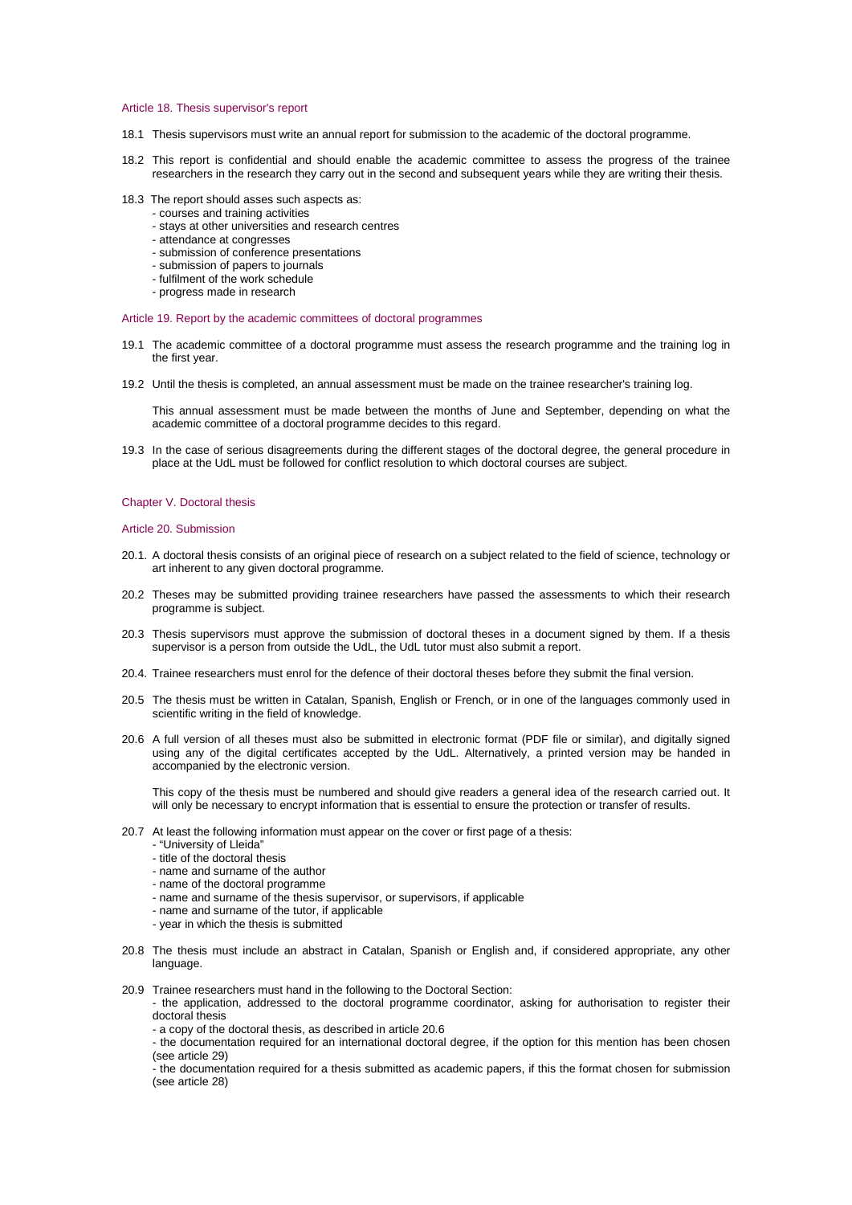### Article 18. Thesis supervisor's report

18.1 Thesis supervisors must write an annual report for submission to the academic of the doctoral programme.

18.2 This report is confidential and should enable the academic committee to assess the progress of the trainee researchers in the research they carry out in the second and subsequent years while they are writing their thesis.

18.3 The report should asses such aspects as:
- courses and training activities
- stays at other universities and research centres
- attendance at congresses
- submission of conference presentations
- submission of papers to journals
- fulfilment of the work schedule
- progress made in research

### Article 19. Report by the academic committees of doctoral programmes

19.1 The academic committee of a doctoral programme must assess the research programme and the training log in the first year.

19.2 Until the thesis is completed, an annual assessment must be made on the trainee researcher's training log.

This annual assessment must be made between the months of June and September, depending on what the academic committee of a doctoral programme decides to this regard.

19.3 In the case of serious disagreements during the different stages of the doctoral degree, the general procedure in place at the UdL must be followed for conflict resolution to which doctoral courses are subject.

## Chapter V. Doctoral thesis

### Article 20. Submission

20.1. A doctoral thesis consists of an original piece of research on a subject related to the field of science, technology or art inherent to any given doctoral programme.

20.2 Theses may be submitted providing trainee researchers have passed the assessments to which their research programme is subject.

20.3 Thesis supervisors must approve the submission of doctoral theses in a document signed by them. If a thesis supervisor is a person from outside the UdL, the UdL tutor must also submit a report.

20.4. Trainee researchers must enrol for the defence of their doctoral theses before they submit the final version.

20.5 The thesis must be written in Catalan, Spanish, English or French, or in one of the languages commonly used in scientific writing in the field of knowledge.

20.6 A full version of all theses must also be submitted in electronic format (PDF file or similar), and digitally signed using any of the digital certificates accepted by the UdL. Alternatively, a printed version may be handed in accompanied by the electronic version.

This copy of the thesis must be numbered and should give readers a general idea of the research carried out. It will only be necessary to encrypt information that is essential to ensure the protection or transfer of results.

20.7 At least the following information must appear on the cover or first page of a thesis:
- "University of Lleida"
- title of the doctoral thesis
- name and surname of the author
- name of the doctoral programme
- name and surname of the thesis supervisor, or supervisors, if applicable
- name and surname of the tutor, if applicable
- year in which the thesis is submitted

20.8 The thesis must include an abstract in Catalan, Spanish or English and, if considered appropriate, any other language.

20.9 Trainee researchers must hand in the following to the Doctoral Section:
- the application, addressed to the doctoral programme coordinator, asking for authorisation to register their doctoral thesis
- a copy of the doctoral thesis, as described in article 20.6
- the documentation required for an international doctoral degree, if the option for this mention has been chosen (see article 29)
- the documentation required for a thesis submitted as academic papers, if this the format chosen for submission (see article 28)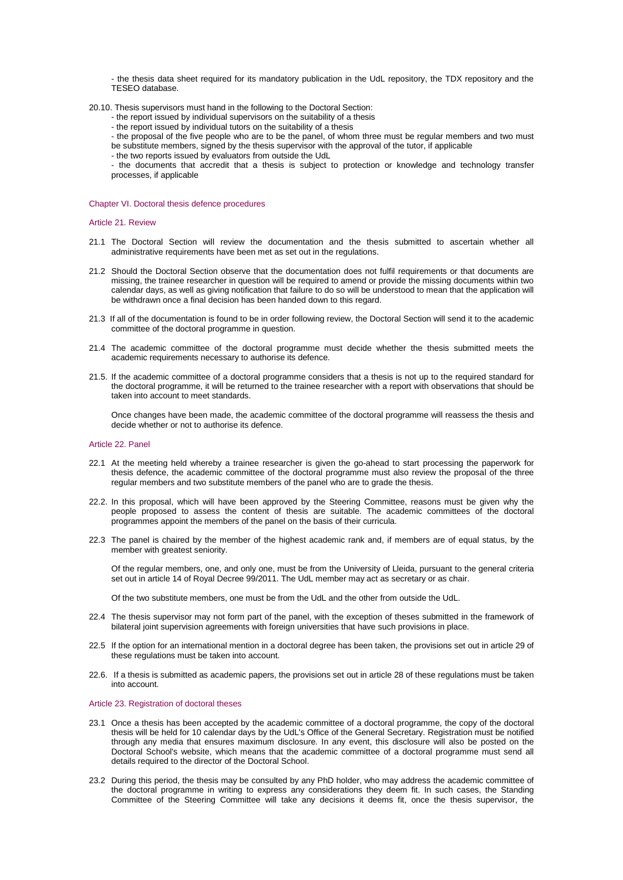- the thesis data sheet required for its mandatory publication in the UdL repository, the TDX repository and the TESEO database.

20.10. Thesis supervisors must hand in the following to the Doctoral Section:

- the report issued by individual supervisors on the suitability of a thesis
- the report issued by individual tutors on the suitability of a thesis
- the proposal of the five people who are to be the panel, of whom three must be regular members and two must be substitute members, signed by the thesis supervisor with the approval of the tutor, if applicable
- the two reports issued by evaluators from outside the UdL
- the documents that accredit that a thesis is subject to protection or knowledge and technology transfer processes, if applicable

## Chapter VI. Doctoral thesis defence procedures

### Article 21. Review

21.1 The Doctoral Section will review the documentation and the thesis submitted to ascertain whether all administrative requirements have been met as set out in the regulations.

21.2 Should the Doctoral Section observe that the documentation does not fulfil requirements or that documents are missing, the trainee researcher in question will be required to amend or provide the missing documents within two calendar days, as well as giving notification that failure to do so will be understood to mean that the application will be withdrawn once a final decision has been handed down to this regard.

21.3 If all of the documentation is found to be in order following review, the Doctoral Section will send it to the academic committee of the doctoral programme in question.

21.4 The academic committee of the doctoral programme must decide whether the thesis submitted meets the academic requirements necessary to authorise its defence.

21.5. If the academic committee of a doctoral programme considers that a thesis is not up to the required standard for the doctoral programme, it will be returned to the trainee researcher with a report with observations that should be taken into account to meet standards.

Once changes have been made, the academic committee of the doctoral programme will reassess the thesis and decide whether or not to authorise its defence.

### Article 22. Panel

22.1 At the meeting held whereby a trainee researcher is given the go-ahead to start processing the paperwork for thesis defence, the academic committee of the doctoral programme must also review the proposal of the three regular members and two substitute members of the panel who are to grade the thesis.

22.2. In this proposal, which will have been approved by the Steering Committee, reasons must be given why the people proposed to assess the content of thesis are suitable. The academic committees of the doctoral programmes appoint the members of the panel on the basis of their curricula.

22.3 The panel is chaired by the member of the highest academic rank and, if members are of equal status, by the member with greatest seniority.

Of the regular members, one, and only one, must be from the University of Lleida, pursuant to the general criteria set out in article 14 of Royal Decree 99/2011. The UdL member may act as secretary or as chair.

Of the two substitute members, one must be from the UdL and the other from outside the UdL.

22.4 The thesis supervisor may not form part of the panel, with the exception of theses submitted in the framework of bilateral joint supervision agreements with foreign universities that have such provisions in place.

22.5 If the option for an international mention in a doctoral degree has been taken, the provisions set out in article 29 of these regulations must be taken into account.

22.6. If a thesis is submitted as academic papers, the provisions set out in article 28 of these regulations must be taken into account.

### Article 23. Registration of doctoral theses

23.1 Once a thesis has been accepted by the academic committee of a doctoral programme, the copy of the doctoral thesis will be held for 10 calendar days by the UdL's Office of the General Secretary. Registration must be notified through any media that ensures maximum disclosure. In any event, this disclosure will also be posted on the Doctoral School's website, which means that the academic committee of a doctoral programme must send all details required to the director of the Doctoral School.

23.2 During this period, the thesis may be consulted by any PhD holder, who may address the academic committee of the doctoral programme in writing to express any considerations they deem fit. In such cases, the Standing Committee of the Steering Committee will take any decisions it deems fit, once the thesis supervisor, the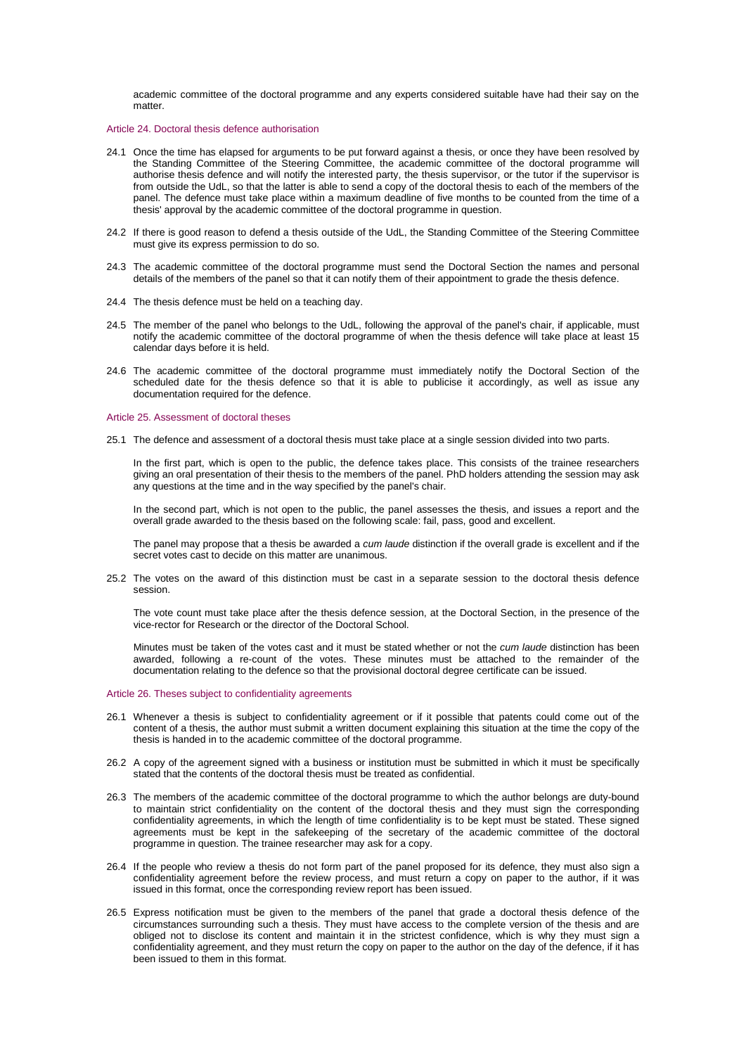academic committee of the doctoral programme and any experts considered suitable have had their say on the matter.

### Article 24. Doctoral thesis defence authorisation

24.1 Once the time has elapsed for arguments to be put forward against a thesis, or once they have been resolved by the Standing Committee of the Steering Committee, the academic committee of the doctoral programme will authorise thesis defence and will notify the interested party, the thesis supervisor, or the tutor if the supervisor is from outside the UdL, so that the latter is able to send a copy of the doctoral thesis to each of the members of the panel. The defence must take place within a maximum deadline of five months to be counted from the time of a thesis' approval by the academic committee of the doctoral programme in question.

24.2 If there is good reason to defend a thesis outside of the UdL, the Standing Committee of the Steering Committee must give its express permission to do so.

24.3 The academic committee of the doctoral programme must send the Doctoral Section the names and personal details of the members of the panel so that it can notify them of their appointment to grade the thesis defence.

24.4 The thesis defence must be held on a teaching day.

24.5 The member of the panel who belongs to the UdL, following the approval of the panel's chair, if applicable, must notify the academic committee of the doctoral programme of when the thesis defence will take place at least 15 calendar days before it is held.

24.6 The academic committee of the doctoral programme must immediately notify the Doctoral Section of the scheduled date for the thesis defence so that it is able to publicise it accordingly, as well as issue any documentation required for the defence.

### Article 25. Assessment of doctoral theses

25.1 The defence and assessment of a doctoral thesis must take place at a single session divided into two parts.

In the first part, which is open to the public, the defence takes place. This consists of the trainee researchers giving an oral presentation of their thesis to the members of the panel. PhD holders attending the session may ask any questions at the time and in the way specified by the panel's chair.

In the second part, which is not open to the public, the panel assesses the thesis, and issues a report and the overall grade awarded to the thesis based on the following scale: fail, pass, good and excellent.

The panel may propose that a thesis be awarded a *cum laude* distinction if the overall grade is excellent and if the secret votes cast to decide on this matter are unanimous.

25.2 The votes on the award of this distinction must be cast in a separate session to the doctoral thesis defence session.

The vote count must take place after the thesis defence session, at the Doctoral Section, in the presence of the vice-rector for Research or the director of the Doctoral School.

Minutes must be taken of the votes cast and it must be stated whether or not the *cum laude* distinction has been awarded, following a re-count of the votes. These minutes must be attached to the remainder of the documentation relating to the defence so that the provisional doctoral degree certificate can be issued.

### Article 26. Theses subject to confidentiality agreements

26.1 Whenever a thesis is subject to confidentiality agreement or if it possible that patents could come out of the content of a thesis, the author must submit a written document explaining this situation at the time the copy of the thesis is handed in to the academic committee of the doctoral programme.

26.2 A copy of the agreement signed with a business or institution must be submitted in which it must be specifically stated that the contents of the doctoral thesis must be treated as confidential.

26.3 The members of the academic committee of the doctoral programme to which the author belongs are duty-bound to maintain strict confidentiality on the content of the doctoral thesis and they must sign the corresponding confidentiality agreements, in which the length of time confidentiality is to be kept must be stated. These signed agreements must be kept in the safekeeping of the secretary of the academic committee of the doctoral programme in question. The trainee researcher may ask for a copy.

26.4 If the people who review a thesis do not form part of the panel proposed for its defence, they must also sign a confidentiality agreement before the review process, and must return a copy on paper to the author, if it was issued in this format, once the corresponding review report has been issued.

26.5 Express notification must be given to the members of the panel that grade a doctoral thesis defence of the circumstances surrounding such a thesis. They must have access to the complete version of the thesis and are obliged not to disclose its content and maintain it in the strictest confidence, which is why they must sign a confidentiality agreement, and they must return the copy on paper to the author on the day of the defence, if it has been issued to them in this format.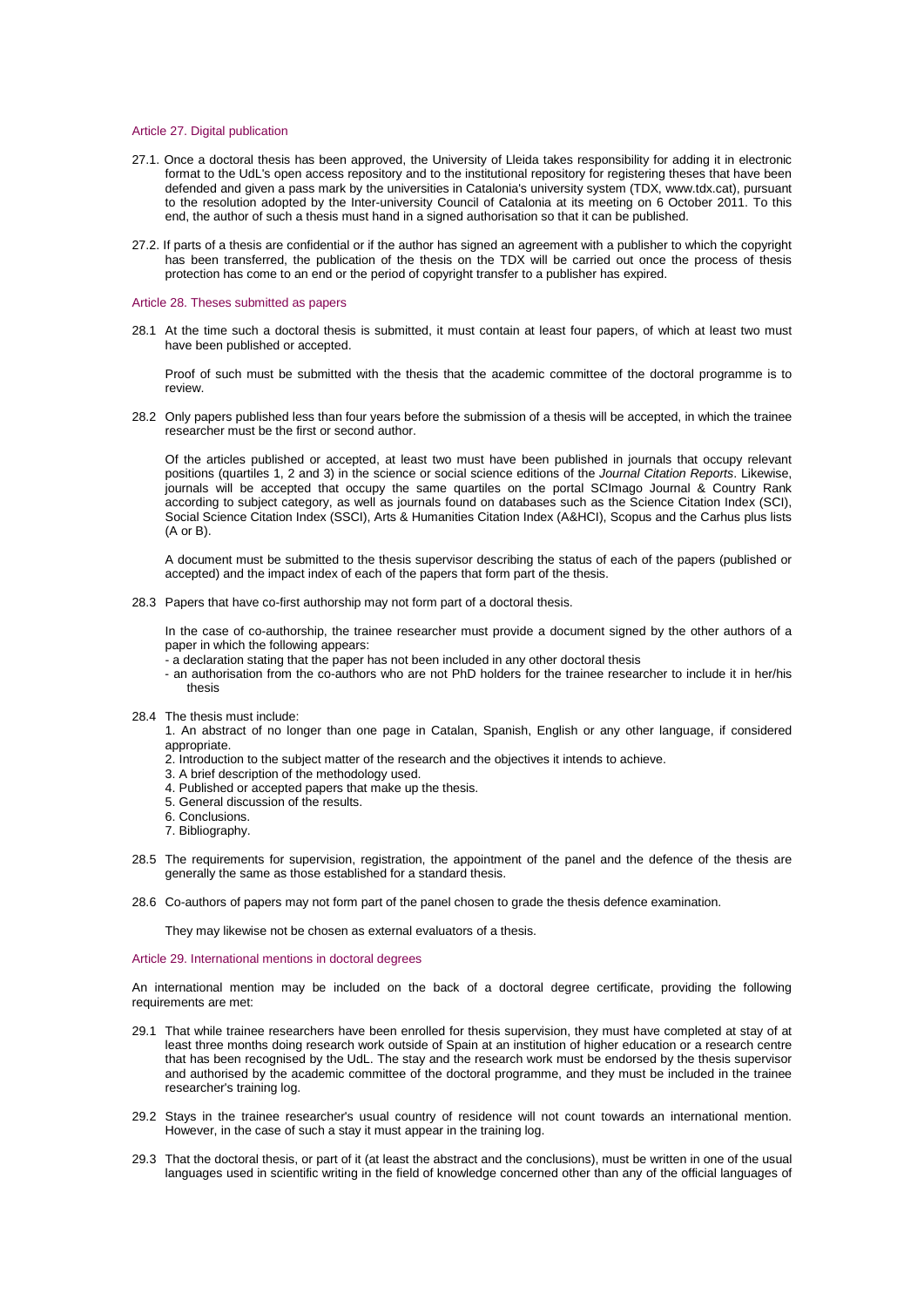### Article 27. Digital publication

27.1. Once a doctoral thesis has been approved, the University of Lleida takes responsibility for adding it in electronic format to the UdL's open access repository and to the institutional repository for registering theses that have been defended and given a pass mark by the universities in Catalonia's university system (TDX, www.tdx.cat), pursuant to the resolution adopted by the Inter-university Council of Catalonia at its meeting on 6 October 2011. To this end, the author of such a thesis must hand in a signed authorisation so that it can be published.

27.2. If parts of a thesis are confidential or if the author has signed an agreement with a publisher to which the copyright has been transferred, the publication of the thesis on the TDX will be carried out once the process of thesis protection has come to an end or the period of copyright transfer to a publisher has expired.

### Article 28. Theses submitted as papers

28.1 At the time such a doctoral thesis is submitted, it must contain at least four papers, of which at least two must have been published or accepted.

Proof of such must be submitted with the thesis that the academic committee of the doctoral programme is to review.

28.2 Only papers published less than four years before the submission of a thesis will be accepted, in which the trainee researcher must be the first or second author.

Of the articles published or accepted, at least two must have been published in journals that occupy relevant positions (quartiles 1, 2 and 3) in the science or social science editions of the *Journal Citation Reports*. Likewise, journals will be accepted that occupy the same quartiles on the portal SCImago Journal & Country Rank according to subject category, as well as journals found on databases such as the Science Citation Index (SCI), Social Science Citation Index (SSCI), Arts & Humanities Citation Index (A&HCI), Scopus and the Carhus plus lists (A or B).

A document must be submitted to the thesis supervisor describing the status of each of the papers (published or accepted) and the impact index of each of the papers that form part of the thesis.

28.3 Papers that have co-first authorship may not form part of a doctoral thesis.

In the case of co-authorship, the trainee researcher must provide a document signed by the other authors of a paper in which the following appears:
- a declaration stating that the paper has not been included in any other doctoral thesis
- an authorisation from the co-authors who are not PhD holders for the trainee researcher to include it in her/his thesis

28.4 The thesis must include:
1. An abstract of no longer than one page in Catalan, Spanish, English or any other language, if considered appropriate.
2. Introduction to the subject matter of the research and the objectives it intends to achieve.
3. A brief description of the methodology used.
4. Published or accepted papers that make up the thesis.
5. General discussion of the results.
6. Conclusions.
7. Bibliography.

28.5 The requirements for supervision, registration, the appointment of the panel and the defence of the thesis are generally the same as those established for a standard thesis.

28.6 Co-authors of papers may not form part of the panel chosen to grade the thesis defence examination.

They may likewise not be chosen as external evaluators of a thesis.

### Article 29. International mentions in doctoral degrees

An international mention may be included on the back of a doctoral degree certificate, providing the following requirements are met:

29.1 That while trainee researchers have been enrolled for thesis supervision, they must have completed at stay of at least three months doing research work outside of Spain at an institution of higher education or a research centre that has been recognised by the UdL. The stay and the research work must be endorsed by the thesis supervisor and authorised by the academic committee of the doctoral programme, and they must be included in the trainee researcher's training log.

29.2 Stays in the trainee researcher's usual country of residence will not count towards an international mention. However, in the case of such a stay it must appear in the training log.

29.3 That the doctoral thesis, or part of it (at least the abstract and the conclusions), must be written in one of the usual languages used in scientific writing in the field of knowledge concerned other than any of the official languages of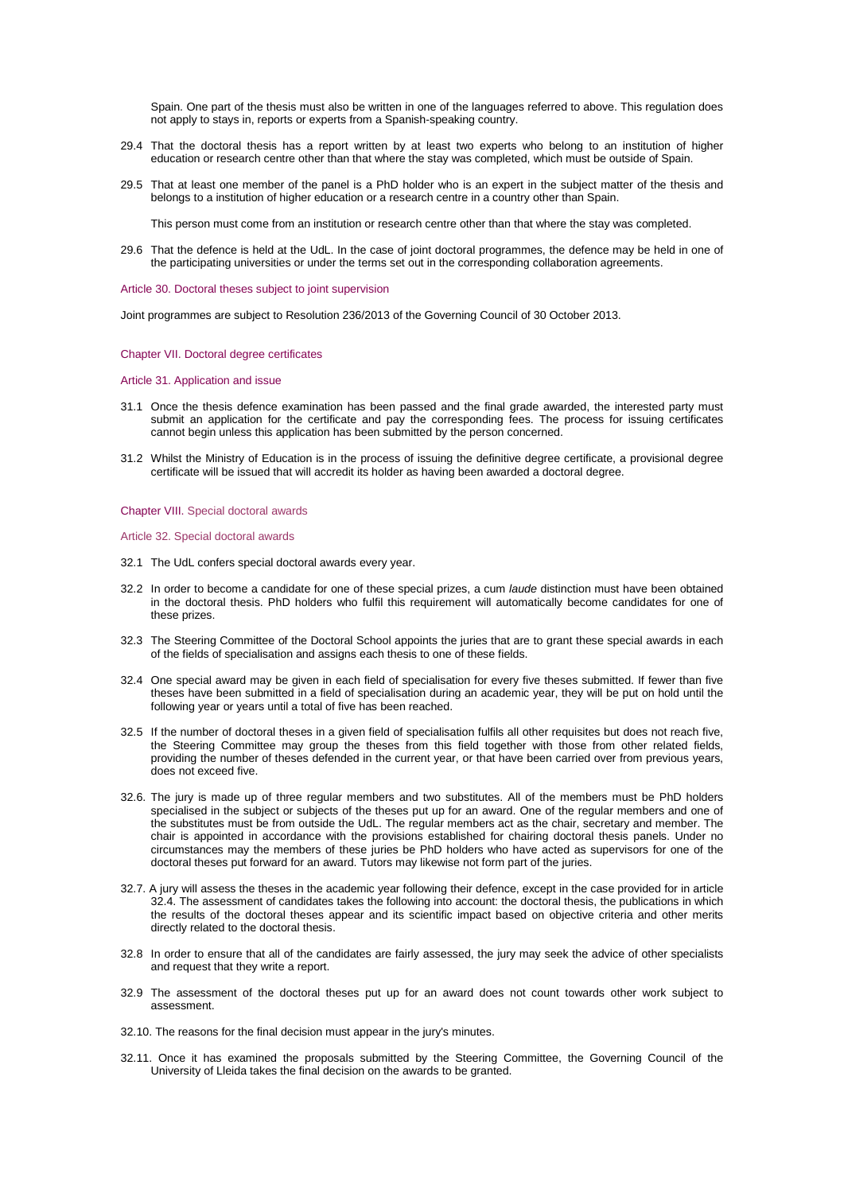Spain. One part of the thesis must also be written in one of the languages referred to above. This regulation does not apply to stays in, reports or experts from a Spanish-speaking country.

29.4 That the doctoral thesis has a report written by at least two experts who belong to an institution of higher education or research centre other than that where the stay was completed, which must be outside of Spain.

29.5 That at least one member of the panel is a PhD holder who is an expert in the subject matter of the thesis and belongs to a institution of higher education or a research centre in a country other than Spain.

This person must come from an institution or research centre other than that where the stay was completed.

29.6 That the defence is held at the UdL. In the case of joint doctoral programmes, the defence may be held in one of the participating universities or under the terms set out in the corresponding collaboration agreements.

### Article 30. Doctoral theses subject to joint supervision

Joint programmes are subject to Resolution 236/2013 of the Governing Council of 30 October 2013.

## Chapter VII. Doctoral degree certificates

### Article 31. Application and issue

31.1 Once the thesis defence examination has been passed and the final grade awarded, the interested party must submit an application for the certificate and pay the corresponding fees. The process for issuing certificates cannot begin unless this application has been submitted by the person concerned.

31.2 Whilst the Ministry of Education is in the process of issuing the definitive degree certificate, a provisional degree certificate will be issued that will accredit its holder as having been awarded a doctoral degree.

## Chapter VIII. Special doctoral awards

### Article 32. Special doctoral awards

32.1 The UdL confers special doctoral awards every year.

32.2 In order to become a candidate for one of these special prizes, a cum *laude* distinction must have been obtained in the doctoral thesis. PhD holders who fulfil this requirement will automatically become candidates for one of these prizes.

32.3 The Steering Committee of the Doctoral School appoints the juries that are to grant these special awards in each of the fields of specialisation and assigns each thesis to one of these fields.

32.4 One special award may be given in each field of specialisation for every five theses submitted. If fewer than five theses have been submitted in a field of specialisation during an academic year, they will be put on hold until the following year or years until a total of five has been reached.

32.5 If the number of doctoral theses in a given field of specialisation fulfils all other requisites but does not reach five, the Steering Committee may group the theses from this field together with those from other related fields, providing the number of theses defended in the current year, or that have been carried over from previous years, does not exceed five.

32.6. The jury is made up of three regular members and two substitutes. All of the members must be PhD holders specialised in the subject or subjects of the theses put up for an award. One of the regular members and one of the substitutes must be from outside the UdL. The regular members act as the chair, secretary and member. The chair is appointed in accordance with the provisions established for chairing doctoral thesis panels. Under no circumstances may the members of these juries be PhD holders who have acted as supervisors for one of the doctoral theses put forward for an award. Tutors may likewise not form part of the juries.

32.7. A jury will assess the theses in the academic year following their defence, except in the case provided for in article 32.4. The assessment of candidates takes the following into account: the doctoral thesis, the publications in which the results of the doctoral theses appear and its scientific impact based on objective criteria and other merits directly related to the doctoral thesis.

32.8 In order to ensure that all of the candidates are fairly assessed, the jury may seek the advice of other specialists and request that they write a report.

32.9 The assessment of the doctoral theses put up for an award does not count towards other work subject to assessment.

32.10. The reasons for the final decision must appear in the jury's minutes.

32.11. Once it has examined the proposals submitted by the Steering Committee, the Governing Council of the University of Lleida takes the final decision on the awards to be granted.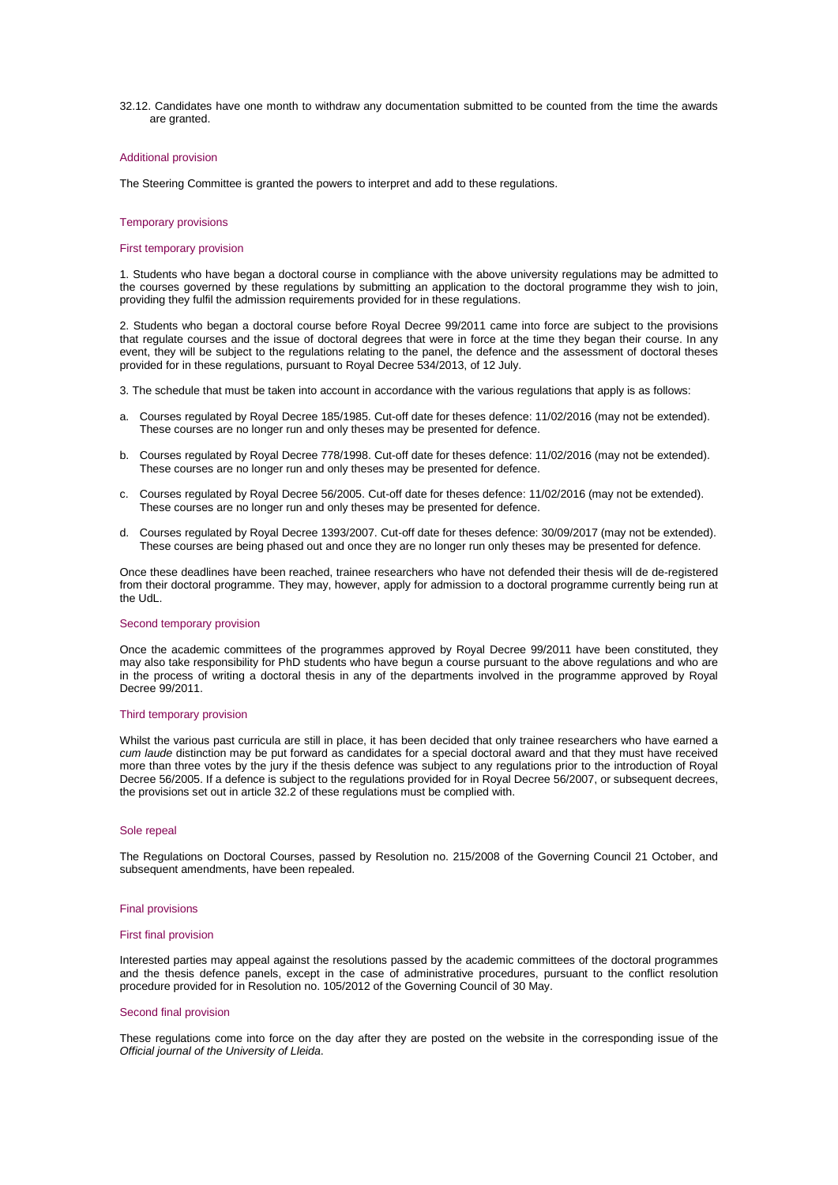32.12. Candidates have one month to withdraw any documentation submitted to be counted from the time the awards are granted.

## Additional provision

The Steering Committee is granted the powers to interpret and add to these regulations.

## Temporary provisions

### First temporary provision

1. Students who have began a doctoral course in compliance with the above university regulations may be admitted to the courses governed by these regulations by submitting an application to the doctoral programme they wish to join, providing they fulfil the admission requirements provided for in these regulations.

2. Students who began a doctoral course before Royal Decree 99/2011 came into force are subject to the provisions that regulate courses and the issue of doctoral degrees that were in force at the time they began their course. In any event, they will be subject to the regulations relating to the panel, the defence and the assessment of doctoral theses provided for in these regulations, pursuant to Royal Decree 534/2013, of 12 July.

3. The schedule that must be taken into account in accordance with the various regulations that apply is as follows:

a. Courses regulated by Royal Decree 185/1985. Cut-off date for theses defence: 11/02/2016 (may not be extended). These courses are no longer run and only theses may be presented for defence.

b. Courses regulated by Royal Decree 778/1998. Cut-off date for theses defence: 11/02/2016 (may not be extended). These courses are no longer run and only theses may be presented for defence.

c. Courses regulated by Royal Decree 56/2005. Cut-off date for theses defence: 11/02/2016 (may not be extended). These courses are no longer run and only theses may be presented for defence.

d. Courses regulated by Royal Decree 1393/2007. Cut-off date for theses defence: 30/09/2017 (may not be extended). These courses are being phased out and once they are no longer run only theses may be presented for defence.

Once these deadlines have been reached, trainee researchers who have not defended their thesis will de de-registered from their doctoral programme. They may, however, apply for admission to a doctoral programme currently being run at the UdL.

### Second temporary provision

Once the academic committees of the programmes approved by Royal Decree 99/2011 have been constituted, they may also take responsibility for PhD students who have begun a course pursuant to the above regulations and who are in the process of writing a doctoral thesis in any of the departments involved in the programme approved by Royal Decree 99/2011.

### Third temporary provision

Whilst the various past curricula are still in place, it has been decided that only trainee researchers who have earned a *cum laude* distinction may be put forward as candidates for a special doctoral award and that they must have received more than three votes by the jury if the thesis defence was subject to any regulations prior to the introduction of Royal Decree 56/2005. If a defence is subject to the regulations provided for in Royal Decree 56/2007, or subsequent decrees, the provisions set out in article 32.2 of these regulations must be complied with.

## Sole repeal

The Regulations on Doctoral Courses, passed by Resolution no. 215/2008 of the Governing Council 21 October, and subsequent amendments, have been repealed.

## Final provisions

### First final provision

Interested parties may appeal against the resolutions passed by the academic committees of the doctoral programmes and the thesis defence panels, except in the case of administrative procedures, pursuant to the conflict resolution procedure provided for in Resolution no. 105/2012 of the Governing Council of 30 May.

### Second final provision

These regulations come into force on the day after they are posted on the website in the corresponding issue of the *Official journal of the University of Lleida*.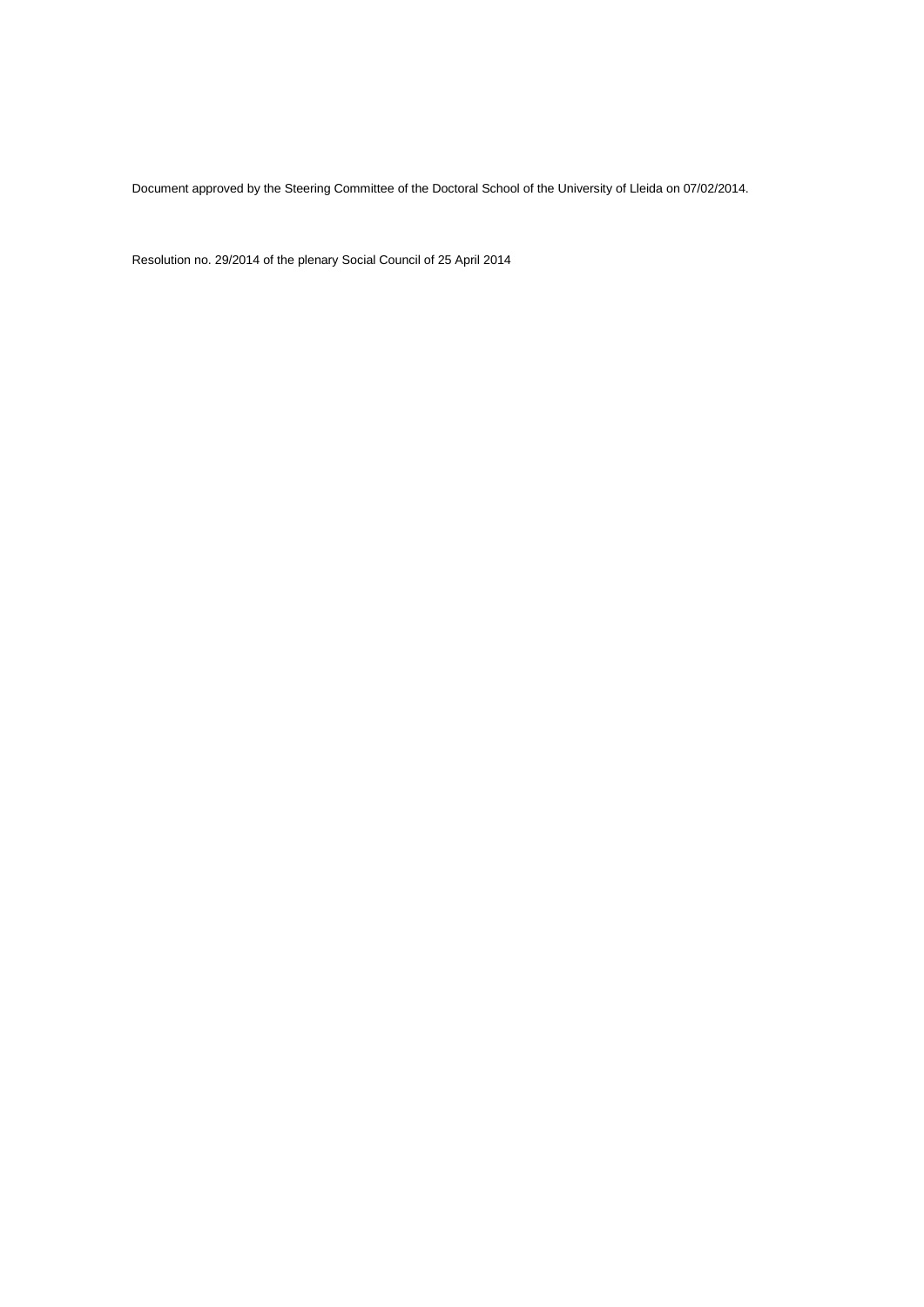Document approved by the Steering Committee of the Doctoral School of the University of Lleida on 07/02/2014.

Resolution no. 29/2014 of the plenary Social Council of 25 April 2014